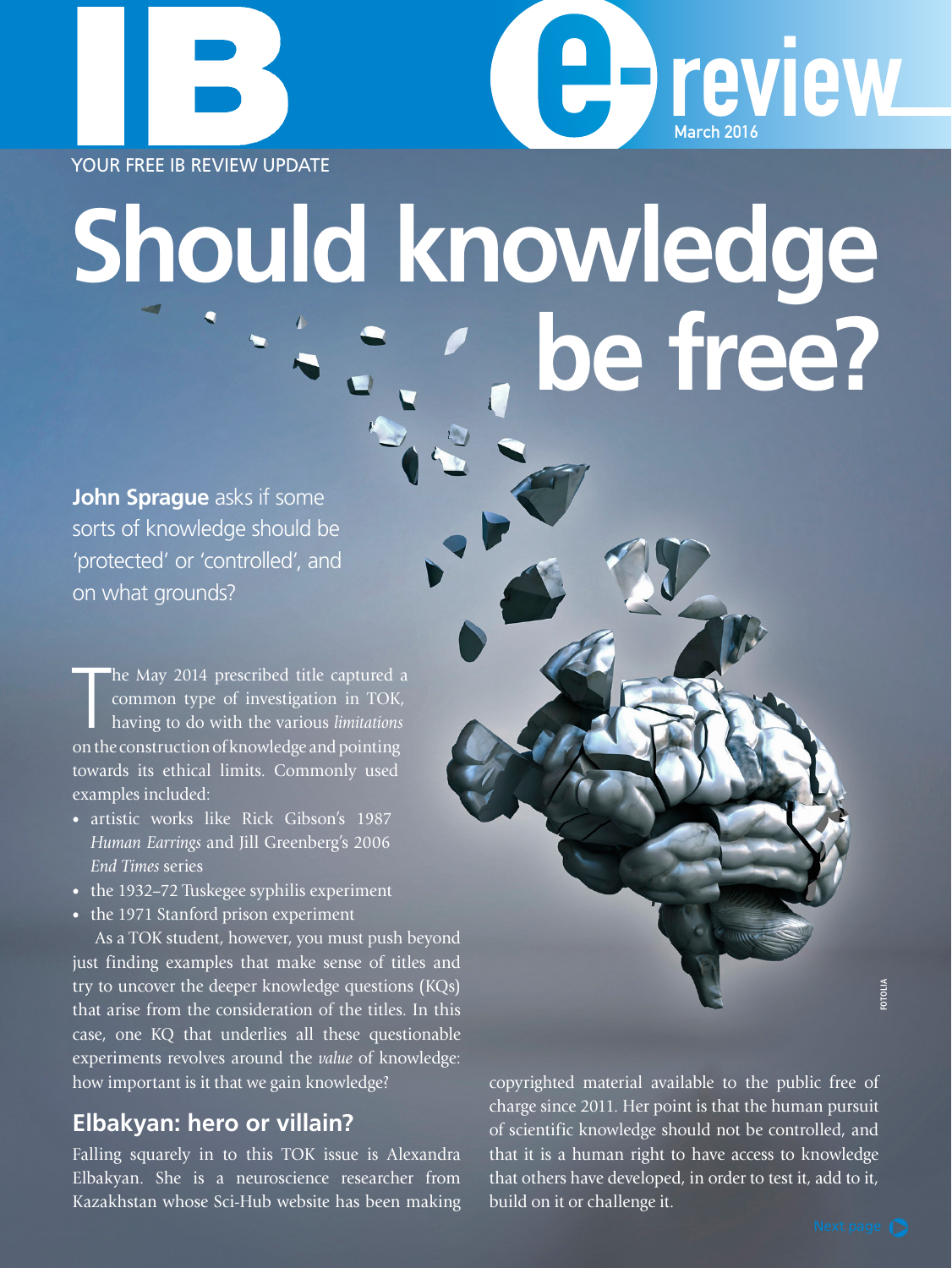IB e-review March 2016

YOUR FREE IB REVIEW UPDATE

# Should knowledge be free?

**John Sprague** asks if some sorts of knowledge should be 'protected' or 'controlled', and on what grounds?

The May 2014 prescribed title captured a common type of investigation in TOK, having to do with the various *limitations* on the construction of knowledge and pointing towards its ethical limits. Commonly used examples included:

- artistic works like Rick Gibson's 1987 *Human Earrings* and Jill Greenberg's 2006 *End Times* series
- the 1932–72 Tuskegee syphilis experiment
- the 1971 Stanford prison experiment

As a TOK student, however, you must push beyond just finding examples that make sense of titles and try to uncover the deeper knowledge questions (KQs) that arise from the consideration of the titles. In this case, one KQ that underlies all these questionable experiments revolves around the *value* of knowledge: how important is it that we gain knowledge?

## Elbakyan: hero or villain?

Falling squarely in to this TOK issue is Alexandra Elbakyan. She is a neuroscience researcher from Kazakhstan whose Sci-Hub website has been making copyrighted material available to the public free of charge since 2011. Her point is that the human pursuit of scientific knowledge should not be controlled, and that it is a human right to have access to knowledge that others have developed, in order to test it, add to it, build on it or challenge it.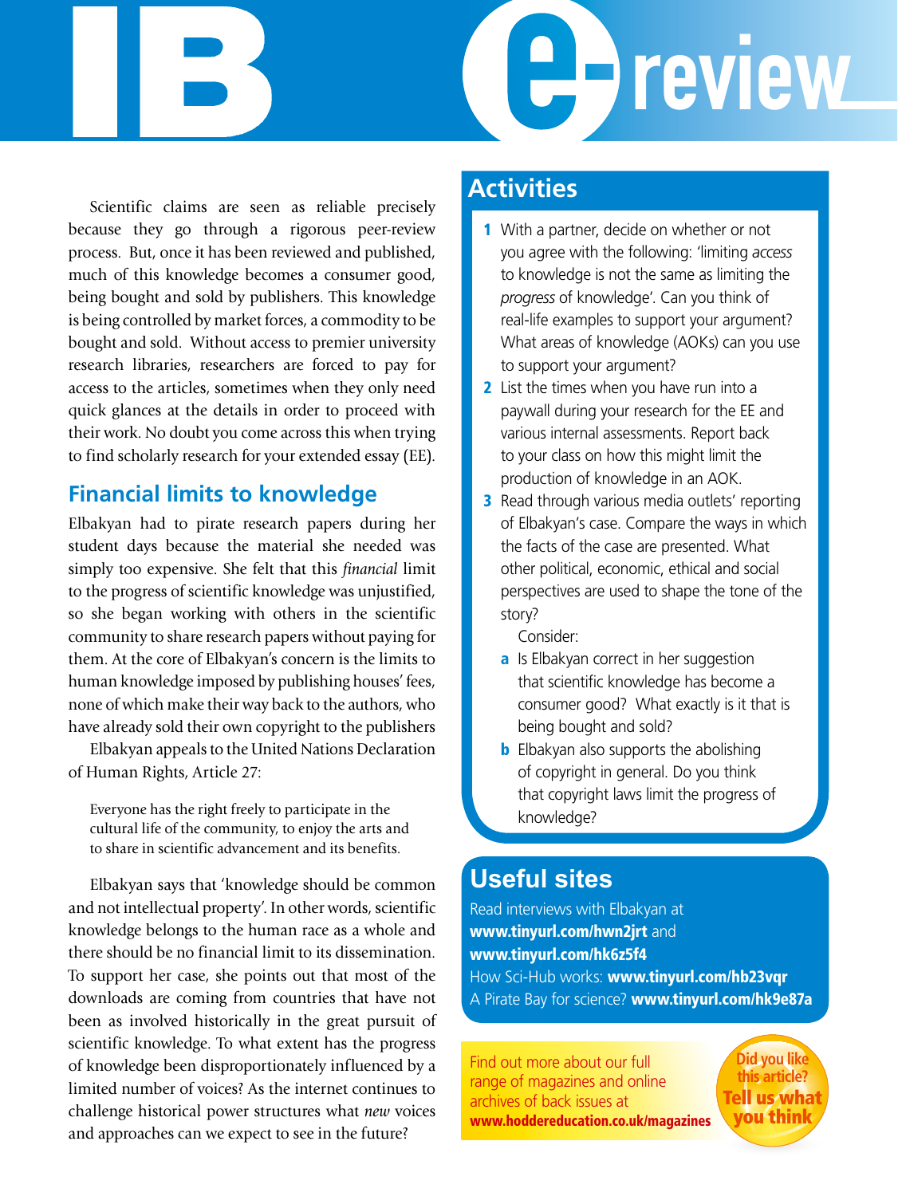Scientific claims are seen as reliable precisely because they go through a rigorous peer-review process. But, once it has been reviewed and published, much of this knowledge becomes a consumer good, being bought and sold by publishers. This knowledge is being controlled by market forces, a commodity to be bought and sold. Without access to premier university research libraries, researchers are forced to pay for access to the articles, sometimes when they only need quick glances at the details in order to proceed with their work. No doubt you come across this when trying to find scholarly research for your extended essay (EE).

## Financial limits to knowledge

Elbakyan had to pirate research papers during her student days because the material she needed was simply too expensive. She felt that this *financial* limit to the progress of scientific knowledge was unjustified, so she began working with others in the scientific community to share research papers without paying for them. At the core of Elbakyan's concern is the limits to human knowledge imposed by publishing houses' fees, none of which make their way back to the authors, who have already sold their own copyright to the publishers

Elbakyan appeals to the United Nations Declaration of Human Rights, Article 27:

> Everyone has the right freely to participate in the cultural life of the community, to enjoy the arts and to share in scientific advancement and its benefits.

Elbakyan says that 'knowledge should be common and not intellectual property'. In other words, scientific knowledge belongs to the human race as a whole and there should be no financial limit to its dissemination. To support her case, she points out that most of the downloads are coming from countries that have not been as involved historically in the great pursuit of scientific knowledge. To what extent has the progress of knowledge been disproportionately influenced by a limited number of voices? As the internet continues to challenge historical power structures what *new* voices and approaches can we expect to see in the future?

## Activities

1. With a partner, decide on whether or not you agree with the following: 'limiting *access* to knowledge is not the same as limiting the *progress* of knowledge'. Can you think of real-life examples to support your argument? What areas of knowledge (AOKs) can you use to support your argument?
2. List the times when you have run into a paywall during your research for the EE and various internal assessments. Report back to your class on how this might limit the production of knowledge in an AOK.
3. Read through various media outlets' reporting of Elbakyan's case. Compare the ways in which the facts of the case are presented. What other political, economic, ethical and social perspectives are used to shape the tone of the story?

   Consider:

   a. Is Elbakyan correct in her suggestion that scientific knowledge has become a consumer good? What exactly is it that is being bought and sold?
   b. Elbakyan also supports the abolishing of copyright in general. Do you think that copyright laws limit the progress of knowledge?

## Useful sites

Read interviews with Elbakyan at **www.tinyurl.com/hwn2jrt** and **www.tinyurl.com/hk6z5f4**

How Sci-Hub works: **www.tinyurl.com/hb23vqr**

A Pirate Bay for science? **www.tinyurl.com/hk9e87a**

Find out more about our full range of magazines and online archives of back issues at **www.hoddereducation.co.uk/magazines**

Did you like this article? **Tell us what you think**